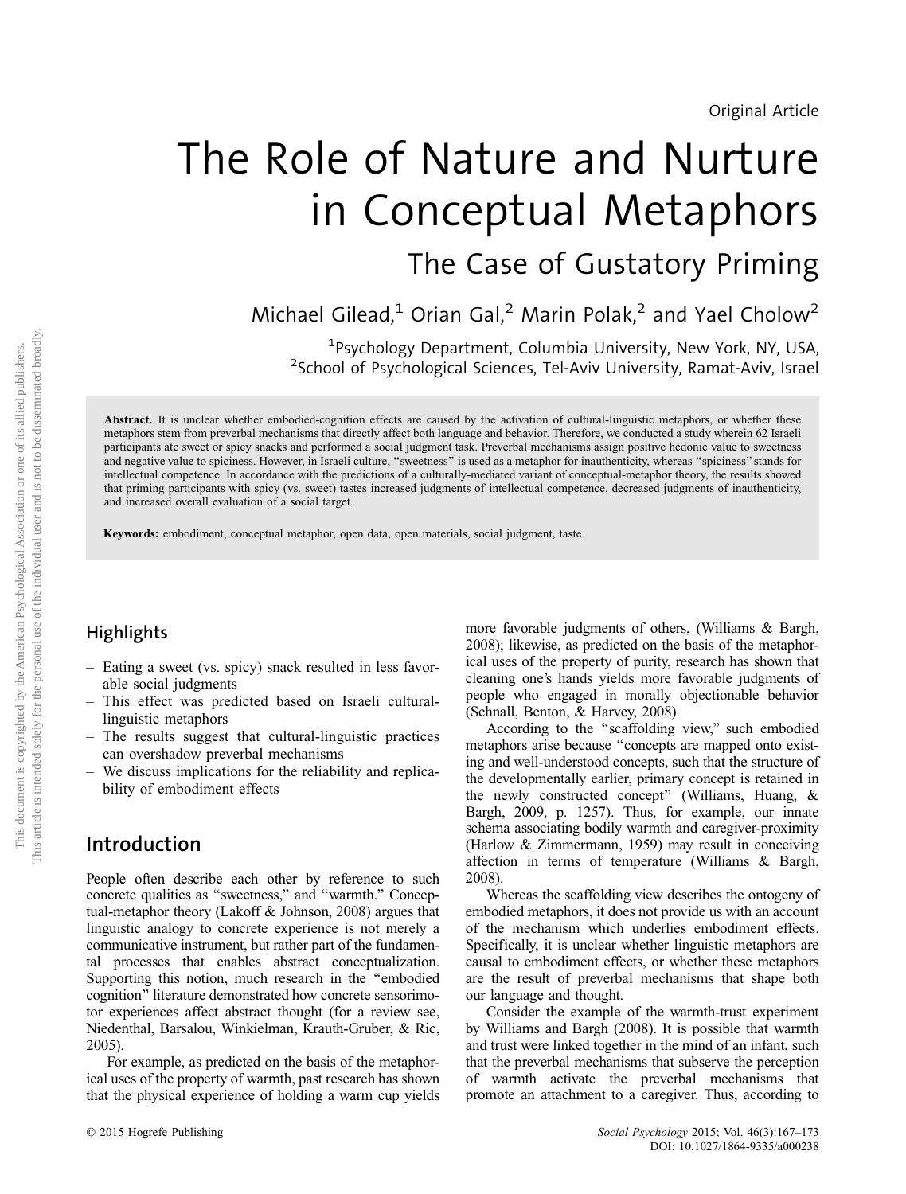Original Article

# The Role of Nature and Nurture in Conceptual Metaphors

## The Case of Gustatory Priming

Michael Gilead,[1] Orian Gal,[2] Marin Polak,[2] and Yael Cholow[2]

[1]Psychology Department, Columbia University, New York, NY, USA,
[2]School of Psychological Sciences, Tel-Aviv University, Ramat-Aviv, Israel

**Abstract.** It is unclear whether embodied-cognition effects are caused by the activation of cultural-linguistic metaphors, or whether these metaphors stem from preverbal mechanisms that directly affect both language and behavior. Therefore, we conducted a study wherein 62 Israeli participants ate sweet or spicy snacks and performed a social judgment task. Preverbal mechanisms assign positive hedonic value to sweetness and negative value to spiciness. However, in Israeli culture, "sweetness" is used as a metaphor for inauthenticity, whereas "spiciness" stands for intellectual competence. In accordance with the predictions of a culturally-mediated variant of conceptual-metaphor theory, the results showed that priming participants with spicy (vs. sweet) tastes increased judgments of intellectual competence, decreased judgments of inauthenticity, and increased overall evaluation of a social target.

**Keywords:** embodiment, conceptual metaphor, open data, open materials, social judgment, taste

## Highlights

- Eating a sweet (vs. spicy) snack resulted in less favorable social judgments
- This effect was predicted based on Israeli cultural-linguistic metaphors
- The results suggest that cultural-linguistic practices can overshadow preverbal mechanisms
- We discuss implications for the reliability and replicability of embodiment effects

## Introduction

People often describe each other by reference to such concrete qualities as "sweetness," and "warmth." Conceptual-metaphor theory (Lakoff & Johnson, 2008) argues that linguistic analogy to concrete experience is not merely a communicative instrument, but rather part of the fundamental processes that enables abstract conceptualization. Supporting this notion, much research in the "embodied cognition" literature demonstrated how concrete sensorimotor experiences affect abstract thought (for a review see, Niedenthal, Barsalou, Winkielman, Krauth-Gruber, & Ric, 2005).

For example, as predicted on the basis of the metaphorical uses of the property of warmth, past research has shown that the physical experience of holding a warm cup yields more favorable judgments of others, (Williams & Bargh, 2008); likewise, as predicted on the basis of the metaphorical uses of the property of purity, research has shown that cleaning one's hands yields more favorable judgments of people who engaged in morally objectionable behavior (Schnall, Benton, & Harvey, 2008).

According to the "scaffolding view," such embodied metaphors arise because "concepts are mapped onto existing and well-understood concepts, such that the structure of the developmentally earlier, primary concept is retained in the newly constructed concept" (Williams, Huang, & Bargh, 2009, p. 1257). Thus, for example, our innate schema associating bodily warmth and caregiver-proximity (Harlow & Zimmermann, 1959) may result in conceiving affection in terms of temperature (Williams & Bargh, 2008).

Whereas the scaffolding view describes the ontogeny of embodied metaphors, it does not provide us with an account of the mechanism which underlies embodiment effects. Specifically, it is unclear whether linguistic metaphors are causal to embodiment effects, or whether these metaphors are the result of preverbal mechanisms that shape both our language and thought.

Consider the example of the warmth-trust experiment by Williams and Bargh (2008). It is possible that warmth and trust were linked together in the mind of an infant, such that the preverbal mechanisms that subserve the perception of warmth activate the preverbal mechanisms that promote an attachment to a caregiver. Thus, according to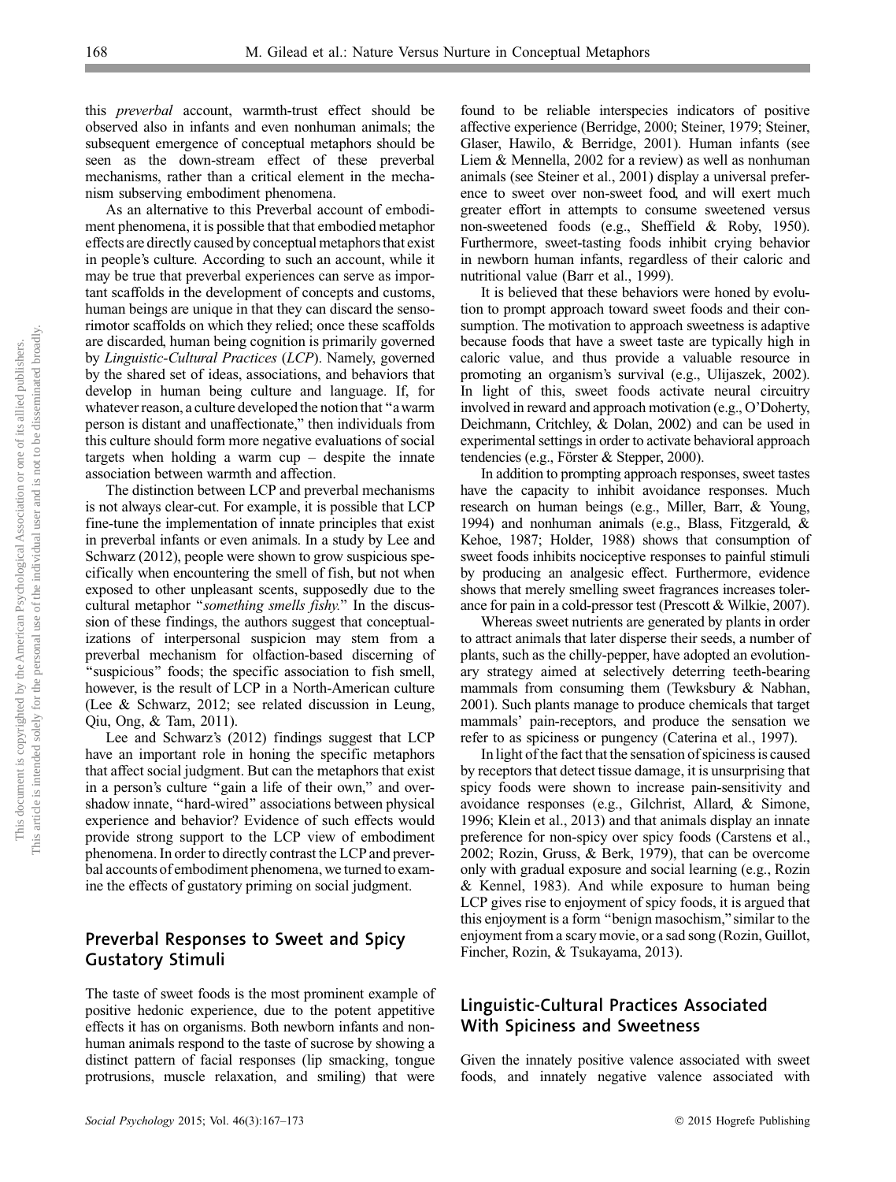this *preverbal* account, warmth-trust effect should be observed also in infants and even nonhuman animals; the subsequent emergence of conceptual metaphors should be seen as the down-stream effect of these preverbal mechanisms, rather than a critical element in the mechanism subserving embodiment phenomena.

As an alternative to this Preverbal account of embodiment phenomena, it is possible that that embodied metaphor effects are directly caused by conceptual metaphors that exist in people's culture. According to such an account, while it may be true that preverbal experiences can serve as important scaffolds in the development of concepts and customs, human beings are unique in that they can discard the sensorimotor scaffolds on which they relied; once these scaffolds are discarded, human being cognition is primarily governed by *Linguistic-Cultural Practices* (*LCP*). Namely, governed by the shared set of ideas, associations, and behaviors that develop in human being culture and language. If, for whatever reason, a culture developed the notion that "a warm person is distant and unaffectionate," then individuals from this culture should form more negative evaluations of social targets when holding a warm cup – despite the innate association between warmth and affection.

The distinction between LCP and preverbal mechanisms is not always clear-cut. For example, it is possible that LCP fine-tune the implementation of innate principles that exist in preverbal infants or even animals. In a study by Lee and Schwarz (2012), people were shown to grow suspicious specifically when encountering the smell of fish, but not when exposed to other unpleasant scents, supposedly due to the cultural metaphor "*something smells fishy.*" In the discussion of these findings, the authors suggest that conceptualizations of interpersonal suspicion may stem from a preverbal mechanism for olfaction-based discerning of "suspicious" foods; the specific association to fish smell, however, is the result of LCP in a North-American culture (Lee & Schwarz, 2012; see related discussion in Leung, Qiu, Ong, & Tam, 2011).

Lee and Schwarz's (2012) findings suggest that LCP have an important role in honing the specific metaphors that affect social judgment. But can the metaphors that exist in a person's culture "gain a life of their own," and overshadow innate, "hard-wired" associations between physical experience and behavior? Evidence of such effects would provide strong support to the LCP view of embodiment phenomena. In order to directly contrast the LCP and preverbal accounts of embodiment phenomena, we turned to examine the effects of gustatory priming on social judgment.

## Preverbal Responses to Sweet and Spicy Gustatory Stimuli

The taste of sweet foods is the most prominent example of positive hedonic experience, due to the potent appetitive effects it has on organisms. Both newborn infants and nonhuman animals respond to the taste of sucrose by showing a distinct pattern of facial responses (lip smacking, tongue protrusions, muscle relaxation, and smiling) that were found to be reliable interspecies indicators of positive affective experience (Berridge, 2000; Steiner, 1979; Steiner, Glaser, Hawilo, & Berridge, 2001). Human infants (see Liem & Mennella, 2002 for a review) as well as nonhuman animals (see Steiner et al., 2001) display a universal preference to sweet over non-sweet food, and will exert much greater effort in attempts to consume sweetened versus non-sweetened foods (e.g., Sheffield & Roby, 1950). Furthermore, sweet-tasting foods inhibit crying behavior in newborn human infants, regardless of their caloric and nutritional value (Barr et al., 1999).

It is believed that these behaviors were honed by evolution to prompt approach toward sweet foods and their consumption. The motivation to approach sweetness is adaptive because foods that have a sweet taste are typically high in caloric value, and thus provide a valuable resource in promoting an organism's survival (e.g., Ulijaszek, 2002). In light of this, sweet foods activate neural circuitry involved in reward and approach motivation (e.g., O'Doherty, Deichmann, Critchley, & Dolan, 2002) and can be used in experimental settings in order to activate behavioral approach tendencies (e.g., Förster & Stepper, 2000).

In addition to prompting approach responses, sweet tastes have the capacity to inhibit avoidance responses. Much research on human beings (e.g., Miller, Barr, & Young, 1994) and nonhuman animals (e.g., Blass, Fitzgerald, & Kehoe, 1987; Holder, 1988) shows that consumption of sweet foods inhibits nociceptive responses to painful stimuli by producing an analgesic effect. Furthermore, evidence shows that merely smelling sweet fragrances increases tolerance for pain in a cold-pressor test (Prescott & Wilkie, 2007).

Whereas sweet nutrients are generated by plants in order to attract animals that later disperse their seeds, a number of plants, such as the chilly-pepper, have adopted an evolutionary strategy aimed at selectively deterring teeth-bearing mammals from consuming them (Tewksbury & Nabhan, 2001). Such plants manage to produce chemicals that target mammals' pain-receptors, and produce the sensation we refer to as spiciness or pungency (Caterina et al., 1997).

In light of the fact that the sensation of spiciness is caused by receptors that detect tissue damage, it is unsurprising that spicy foods were shown to increase pain-sensitivity and avoidance responses (e.g., Gilchrist, Allard, & Simone, 1996; Klein et al., 2013) and that animals display an innate preference for non-spicy over spicy foods (Carstens et al., 2002; Rozin, Gruss, & Berk, 1979), that can be overcome only with gradual exposure and social learning (e.g., Rozin & Kennel, 1983). And while exposure to human being LCP gives rise to enjoyment of spicy foods, it is argued that this enjoyment is a form "benign masochism," similar to the enjoyment from a scary movie, or a sad song (Rozin, Guillot, Fincher, Rozin, & Tsukayama, 2013).

## Linguistic-Cultural Practices Associated With Spiciness and Sweetness

Given the innately positive valence associated with sweet foods, and innately negative valence associated with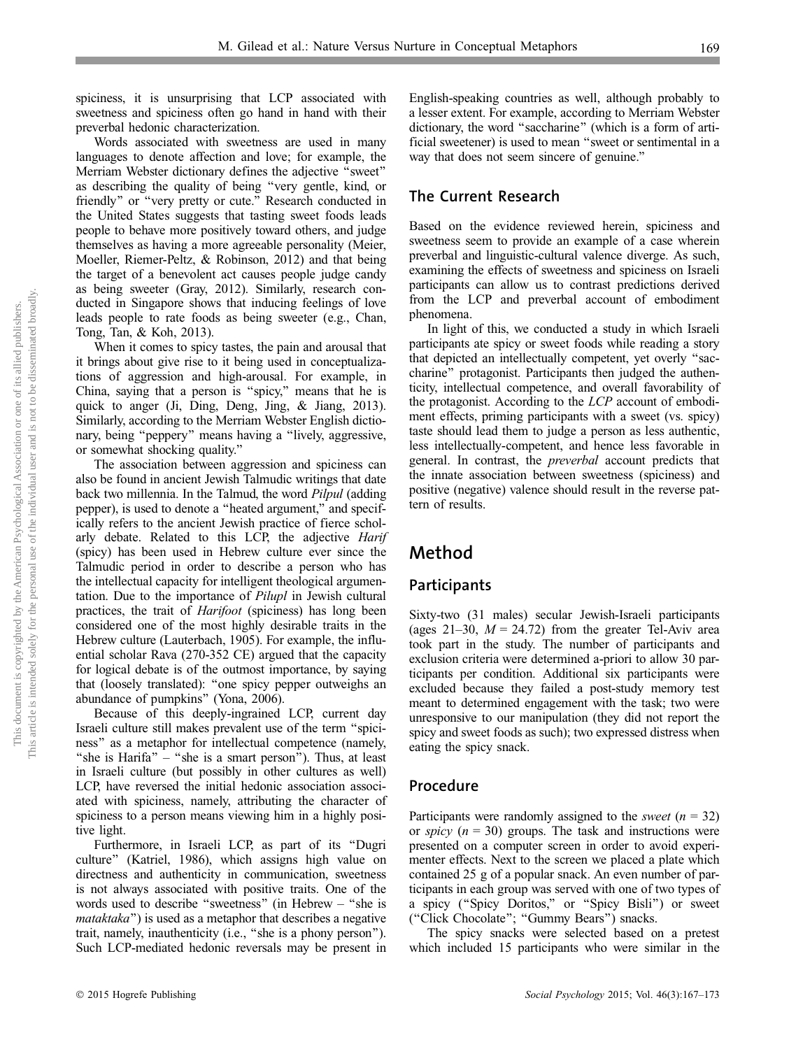spiciness, it is unsurprising that LCP associated with sweetness and spiciness often go hand in hand with their preverbal hedonic characterization.

Words associated with sweetness are used in many languages to denote affection and love; for example, the Merriam Webster dictionary defines the adjective "sweet" as describing the quality of being "very gentle, kind, or friendly" or "very pretty or cute." Research conducted in the United States suggests that tasting sweet foods leads people to behave more positively toward others, and judge themselves as having a more agreeable personality (Meier, Moeller, Riemer-Peltz, & Robinson, 2012) and that being the target of a benevolent act causes people judge candy as being sweeter (Gray, 2012). Similarly, research conducted in Singapore shows that inducing feelings of love leads people to rate foods as being sweeter (e.g., Chan, Tong, Tan, & Koh, 2013).

When it comes to spicy tastes, the pain and arousal that it brings about give rise to it being used in conceptualizations of aggression and high-arousal. For example, in China, saying that a person is "spicy," means that he is quick to anger (Ji, Ding, Deng, Jing, & Jiang, 2013). Similarly, according to the Merriam Webster English dictionary, being "peppery" means having a "lively, aggressive, or somewhat shocking quality."

The association between aggression and spiciness can also be found in ancient Jewish Talmudic writings that date back two millennia. In the Talmud, the word *Pilpul* (adding pepper), is used to denote a "heated argument," and specifically refers to the ancient Jewish practice of fierce scholarly debate. Related to this LCP, the adjective *Harif* (spicy) has been used in Hebrew culture ever since the Talmudic period in order to describe a person who has the intellectual capacity for intelligent theological argumentation. Due to the importance of *Pilupl* in Jewish cultural practices, the trait of *Harifoot* (spiciness) has long been considered one of the most highly desirable traits in the Hebrew culture (Lauterbach, 1905). For example, the influential scholar Rava (270-352 CE) argued that the capacity for logical debate is of the outmost importance, by saying that (loosely translated): "one spicy pepper outweighs an abundance of pumpkins" (Yona, 2006).

Because of this deeply-ingrained LCP, current day Israeli culture still makes prevalent use of the term "spiciness" as a metaphor for intellectual competence (namely, "she is Harifa" – "she is a smart person"). Thus, at least in Israeli culture (but possibly in other cultures as well) LCP, have reversed the initial hedonic association associated with spiciness, namely, attributing the character of spiciness to a person means viewing him in a highly positive light.

Furthermore, in Israeli LCP, as part of its "Dugri culture" (Katriel, 1986), which assigns high value on directness and authenticity in communication, sweetness is not always associated with positive traits. One of the words used to describe "sweetness" (in Hebrew – "she is *mataktaka*") is used as a metaphor that describes a negative trait, namely, inauthenticity (i.e., "she is a phony person"). Such LCP-mediated hedonic reversals may be present in English-speaking countries as well, although probably to a lesser extent. For example, according to Merriam Webster dictionary, the word "saccharine" (which is a form of artificial sweetener) is used to mean "sweet or sentimental in a way that does not seem sincere of genuine."

## The Current Research

Based on the evidence reviewed herein, spiciness and sweetness seem to provide an example of a case wherein preverbal and linguistic-cultural valence diverge. As such, examining the effects of sweetness and spiciness on Israeli participants can allow us to contrast predictions derived from the LCP and preverbal account of embodiment phenomena.

In light of this, we conducted a study in which Israeli participants ate spicy or sweet foods while reading a story that depicted an intellectually competent, yet overly "saccharine" protagonist. Participants then judged the authenticity, intellectual competence, and overall favorability of the protagonist. According to the *LCP* account of embodiment effects, priming participants with a sweet (vs. spicy) taste should lead them to judge a person as less authentic, less intellectually-competent, and hence less favorable in general. In contrast, the *preverbal* account predicts that the innate association between sweetness (spiciness) and positive (negative) valence should result in the reverse pattern of results.

# Method

## Participants

Sixty-two (31 males) secular Jewish-Israeli participants (ages 21–30, $M = 24.72$) from the greater Tel-Aviv area took part in the study. The number of participants and exclusion criteria were determined a-priori to allow 30 participants per condition. Additional six participants were excluded because they failed a post-study memory test meant to determined engagement with the task; two were unresponsive to our manipulation (they did not report the spicy and sweet foods as such); two expressed distress when eating the spicy snack.

## Procedure

Participants were randomly assigned to the *sweet* ($n = 32$) or *spicy* ($n = 30$) groups. The task and instructions were presented on a computer screen in order to avoid experimenter effects. Next to the screen we placed a plate which contained 25 g of a popular snack. An even number of participants in each group was served with one of two types of a spicy ("Spicy Doritos," or "Spicy Bisli") or sweet ("Click Chocolate"; "Gummy Bears") snacks.

The spicy snacks were selected based on a pretest which included 15 participants who were similar in the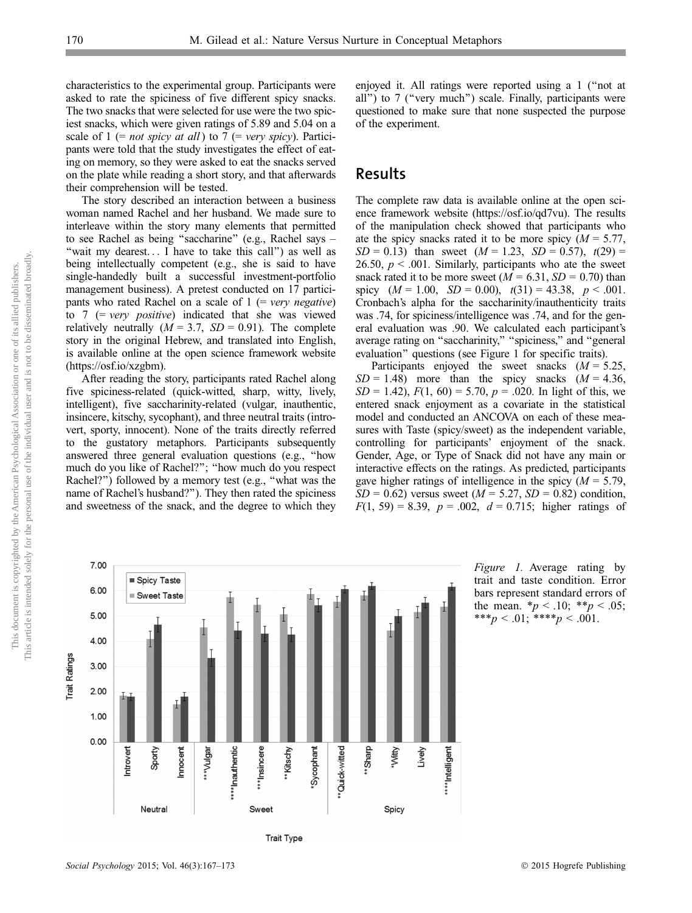characteristics to the experimental group. Participants were asked to rate the spiciness of five different spicy snacks. The two snacks that were selected for use were the two spiciest snacks, which were given ratings of 5.89 and 5.04 on a scale of 1 (= *not spicy at all*) to 7 (= *very spicy*). Participants were told that the study investigates the effect of eating on memory, so they were asked to eat the snacks served on the plate while reading a short story, and that afterwards their comprehension will be tested.

The story described an interaction between a business woman named Rachel and her husband. We made sure to interleave within the story many elements that permitted to see Rachel as being "saccharine" (e.g., Rachel says – "wait my dearest... I have to take this call") as well as being intellectually competent (e.g., she is said to have single-handedly built a successful investment-portfolio management business). A pretest conducted on 17 participants who rated Rachel on a scale of 1 (= *very negative*) to 7 (= *very positive*) indicated that she was viewed relatively neutrally ($M$ = 3.7, $SD$ = 0.91). The complete story in the original Hebrew, and translated into English, is available online at the open science framework website (https://osf.io/xzgbm).

After reading the story, participants rated Rachel along five spiciness-related (quick-witted, sharp, witty, lively, intelligent), five saccharinity-related (vulgar, inauthentic, insincere, kitschy, sycophant), and three neutral traits (introvert, sporty, innocent). None of the traits directly referred to the gustatory metaphors. Participants subsequently answered three general evaluation questions (e.g., "how much do you like of Rachel?"; "how much do you respect Rachel?") followed by a memory test (e.g., "what was the name of Rachel's husband?"). They then rated the spiciness and sweetness of the snack, and the degree to which they enjoyed it. All ratings were reported using a 1 ("not at all") to 7 ("very much") scale. Finally, participants were questioned to make sure that none suspected the purpose of the experiment.

## Results

The complete raw data is available online at the open science framework website (https://osf.io/qd7vu). The results of the manipulation check showed that participants who ate the spicy snacks rated it to be more spicy ($M$ = 5.77, $SD$ = 0.13) than sweet ($M$ = 1.23, $SD$ = 0.57), $t(29)$ = 26.50, $p$ < .001. Similarly, participants who ate the sweet snack rated it to be more sweet ($M$ = 6.31, $SD$ = 0.70) than spicy ($M$ = 1.00, $SD$ = 0.00), $t(31)$ = 43.38, $p$ < .001. Cronbach's alpha for the saccharinity/inauthenticity traits was .74, for spiciness/intelligence was .74, and for the general evaluation was .90. We calculated each participant's average rating on "saccharinity," "spiciness," and "general evaluation" questions (see Figure 1 for specific traits).

Participants enjoyed the sweet snacks ($M$ = 5.25, $SD$ = 1.48) more than the spicy snacks ($M$ = 4.36, $SD$ = 1.42), $F(1, 60)$ = 5.70, $p$ = .020. In light of this, we entered snack enjoyment as a covariate in the statistical model and conducted an ANCOVA on each of these measures with Taste (spicy/sweet) as the independent variable, controlling for participants' enjoyment of the snack. Gender, Age, or Type of Snack did not have any main or interactive effects on the ratings. As predicted, participants gave higher ratings of intelligence in the spicy ($M$ = 5.79, $SD$ = 0.62) versus sweet ($M$ = 5.27, $SD$ = 0.82) condition, $F(1, 59)$ = 8.39, $p$ = .002, $d$ = 0.715; higher ratings of

*Figure 1.* Average rating by trait and taste condition. Error bars represent standard errors of the mean. *$p$ < .10; **$p$ < .05; ***$p$ < .01; ****$p$ < .001.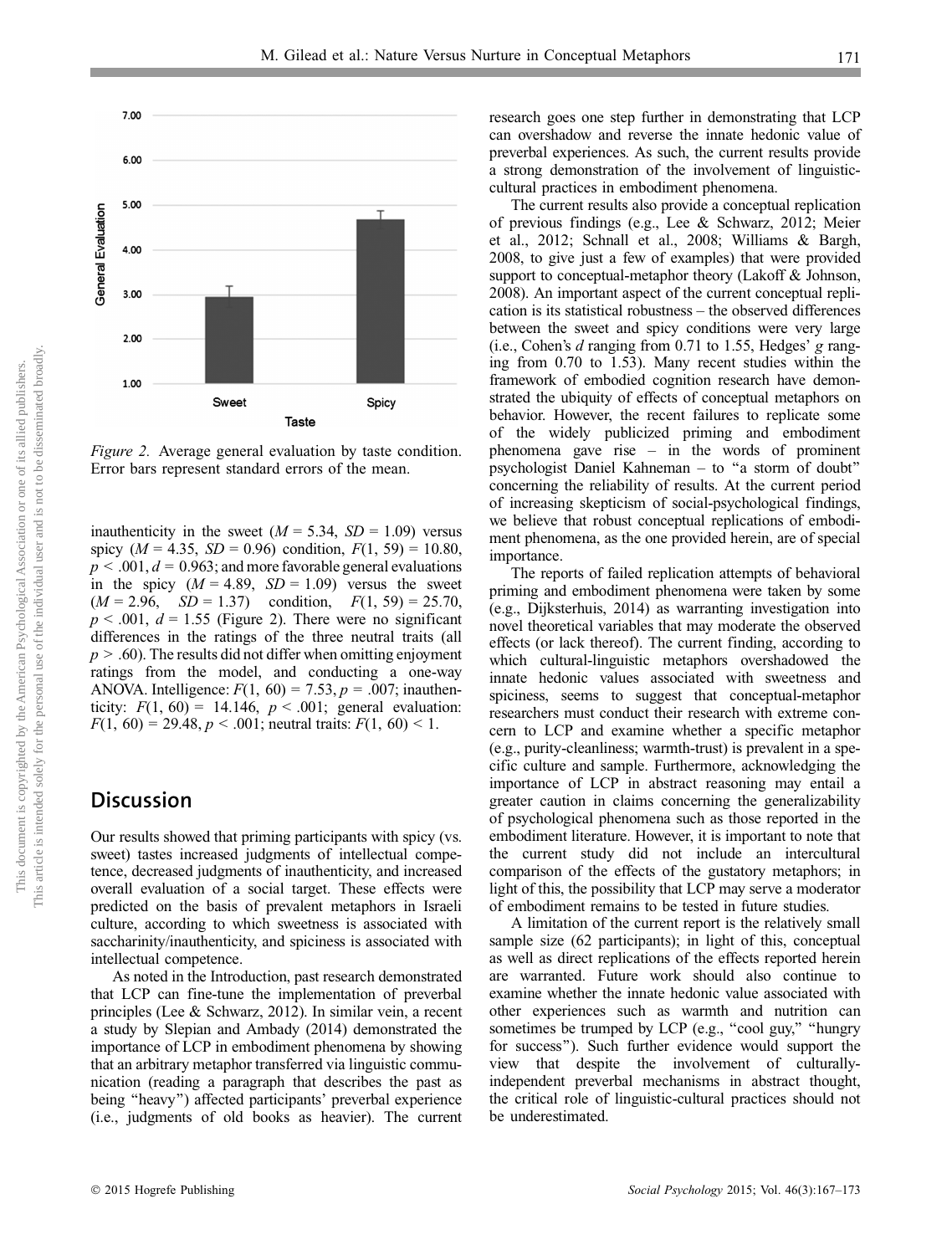Figure 2. Average general evaluation by taste condition. Error bars represent standard errors of the mean.

inauthenticity in the sweet ($M = 5.34$, $SD = 1.09$) versus spicy ($M = 4.35$, $SD = 0.96$) condition, $F(1, 59) = 10.80$, $p < .001$, $d = 0.963$; and more favorable general evaluations in the spicy ($M = 4.89$, $SD = 1.09$) versus the sweet ($M = 2.96$, $SD = 1.37$) condition, $F(1, 59) = 25.70$, $p < .001$, $d = 1.55$ (Figure 2). There were no significant differences in the ratings of the three neutral traits (all $p > .60$). The results did not differ when omitting enjoyment ratings from the model, and conducting a one-way ANOVA. Intelligence: $F(1, 60) = 7.53$, $p = .007$; inauthenticity: $F(1, 60) = 14.146$, $p < .001$; general evaluation: $F(1, 60) = 29.48$, $p < .001$; neutral traits: $F(1, 60) < 1$.

## Discussion

Our results showed that priming participants with spicy (vs. sweet) tastes increased judgments of intellectual competence, decreased judgments of inauthenticity, and increased overall evaluation of a social target. These effects were predicted on the basis of prevalent metaphors in Israeli culture, according to which sweetness is associated with saccharinity/inauthenticity, and spiciness is associated with intellectual competence.

As noted in the Introduction, past research demonstrated that LCP can fine-tune the implementation of preverbal principles (Lee & Schwarz, 2012). In similar vein, a recent a study by Slepian and Ambady (2014) demonstrated the importance of LCP in embodiment phenomena by showing that an arbitrary metaphor transferred via linguistic communication (reading a paragraph that describes the past as being "heavy") affected participants' preverbal experience (i.e., judgments of old books as heavier). The current research goes one step further in demonstrating that LCP can overshadow and reverse the innate hedonic value of preverbal experiences. As such, the current results provide a strong demonstration of the involvement of linguistic-cultural practices in embodiment phenomena.

The current results also provide a conceptual replication of previous findings (e.g., Lee & Schwarz, 2012; Meier et al., 2012; Schnall et al., 2008; Williams & Bargh, 2008, to give just a few of examples) that were provided support to conceptual-metaphor theory (Lakoff & Johnson, 2008). An important aspect of the current conceptual replication is its statistical robustness – the observed differences between the sweet and spicy conditions were very large (i.e., Cohen's $d$ ranging from 0.71 to 1.55, Hedges' $g$ ranging from 0.70 to 1.53). Many recent studies within the framework of embodied cognition research have demonstrated the ubiquity of effects of conceptual metaphors on behavior. However, the recent failures to replicate some of the widely publicized priming and embodiment phenomena gave rise – in the words of prominent psychologist Daniel Kahneman – to "a storm of doubt" concerning the reliability of results. At the current period of increasing skepticism of social-psychological findings, we believe that robust conceptual replications of embodiment phenomena, as the one provided herein, are of special importance.

The reports of failed replication attempts of behavioral priming and embodiment phenomena were taken by some (e.g., Dijksterhuis, 2014) as warranting investigation into novel theoretical variables that may moderate the observed effects (or lack thereof). The current finding, according to which cultural-linguistic metaphors overshadowed the innate hedonic values associated with sweetness and spiciness, seems to suggest that conceptual-metaphor researchers must conduct their research with extreme concern to LCP and examine whether a specific metaphor (e.g., purity-cleanliness; warmth-trust) is prevalent in a specific culture and sample. Furthermore, acknowledging the importance of LCP in abstract reasoning may entail a greater caution in claims concerning the generalizability of psychological phenomena such as those reported in the embodiment literature. However, it is important to note that the current study did not include an intercultural comparison of the effects of the gustatory metaphors; in light of this, the possibility that LCP may serve a moderator of embodiment remains to be tested in future studies.

A limitation of the current report is the relatively small sample size (62 participants); in light of this, conceptual as well as direct replications of the effects reported herein are warranted. Future work should also continue to examine whether the innate hedonic value associated with other experiences such as warmth and nutrition can sometimes be trumped by LCP (e.g., "cool guy," "hungry for success"). Such further evidence would support the view that despite the involvement of culturally-independent preverbal mechanisms in abstract thought, the critical role of linguistic-cultural practices should not be underestimated.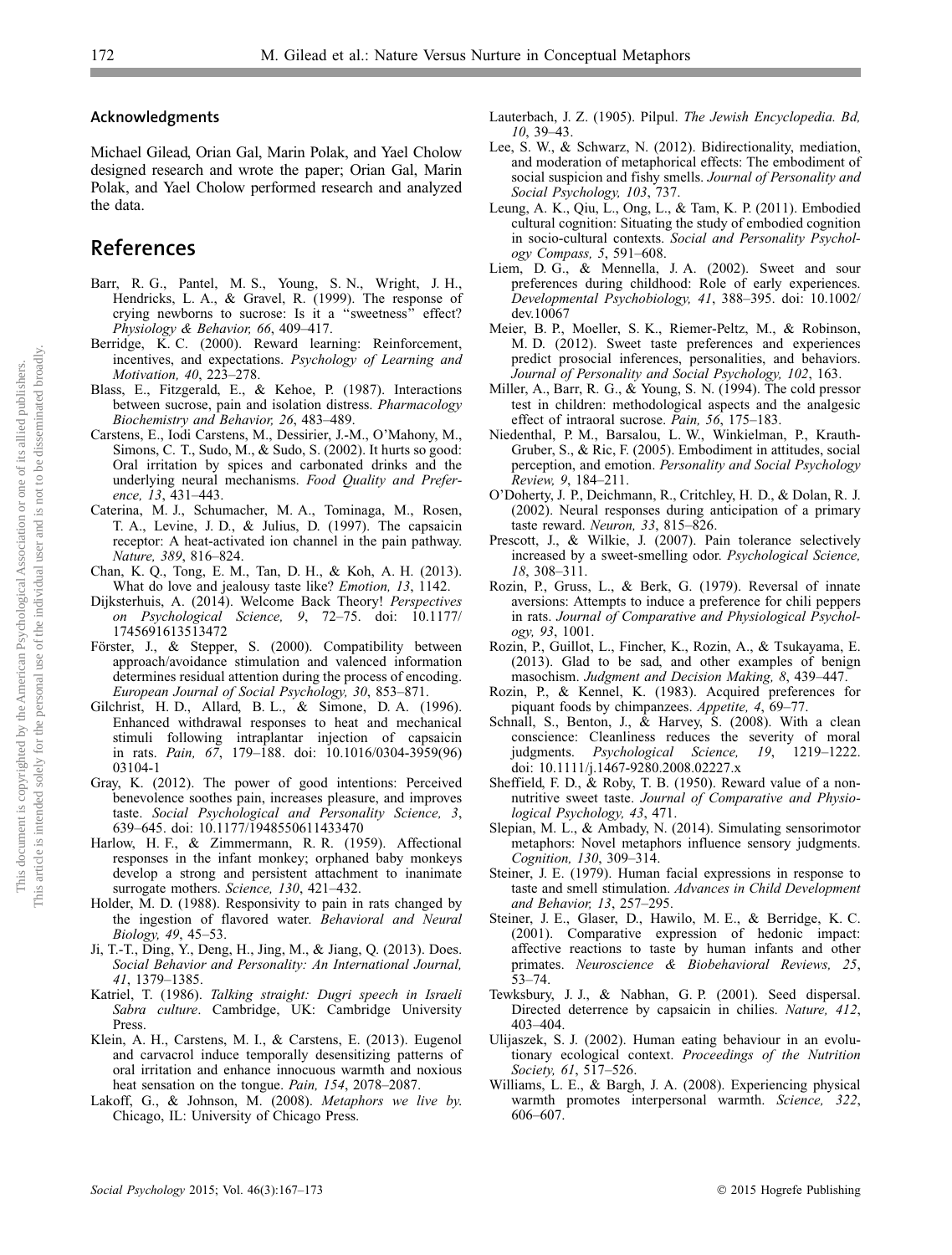## Acknowledgments

Michael Gilead, Orian Gal, Marin Polak, and Yael Cholow designed research and wrote the paper; Orian Gal, Marin Polak, and Yael Cholow performed research and analyzed the data.

## References

Barr, R. G., Pantel, M. S., Young, S. N., Wright, J. H., Hendricks, L. A., & Gravel, R. (1999). The response of crying newborns to sucrose: Is it a ''sweetness'' effect? *Physiology & Behavior, 66*, 409–417.

Berridge, K. C. (2000). Reward learning: Reinforcement, incentives, and expectations. *Psychology of Learning and Motivation, 40*, 223–278.

Blass, E., Fitzgerald, E., & Kehoe, P. (1987). Interactions between sucrose, pain and isolation distress. *Pharmacology Biochemistry and Behavior, 26*, 483–489.

Carstens, E., Iodi Carstens, M., Dessirier, J.-M., O'Mahony, M., Simons, C. T., Sudo, M., & Sudo, S. (2002). It hurts so good: Oral irritation by spices and carbonated drinks and the underlying neural mechanisms. *Food Quality and Preference, 13*, 431–443.

Caterina, M. J., Schumacher, M. A., Tominaga, M., Rosen, T. A., Levine, J. D., & Julius, D. (1997). The capsaicin receptor: A heat-activated ion channel in the pain pathway. *Nature, 389*, 816–824.

Chan, K. Q., Tong, E. M., Tan, D. H., & Koh, A. H. (2013). What do love and jealousy taste like? *Emotion, 13*, 1142.

Dijksterhuis, A. (2014). Welcome Back Theory! *Perspectives on Psychological Science, 9*, 72–75. doi: 10.1177/1745691613513472

Förster, J., & Stepper, S. (2000). Compatibility between approach/avoidance stimulation and valenced information determines residual attention during the process of encoding. *European Journal of Social Psychology, 30*, 853–871.

Gilchrist, H. D., Allard, B. L., & Simone, D. A. (1996). Enhanced withdrawal responses to heat and mechanical stimuli following intraplantar injection of capsaicin in rats. *Pain, 67*, 179–188. doi: 10.1016/0304-3959(96)03104-1

Gray, K. (2012). The power of good intentions: Perceived benevolence soothes pain, increases pleasure, and improves taste. *Social Psychological and Personality Science, 3*, 639–645. doi: 10.1177/1948550611433470

Harlow, H. F., & Zimmermann, R. R. (1959). Affectional responses in the infant monkey; orphaned baby monkeys develop a strong and persistent attachment to inanimate surrogate mothers. *Science, 130*, 421–432.

Holder, M. D. (1988). Responsivity to pain in rats changed by the ingestion of flavored water. *Behavioral and Neural Biology, 49*, 45–53.

Ji, T.-T., Ding, Y., Deng, H., Jing, M., & Jiang, Q. (2013). Does. *Social Behavior and Personality: An International Journal, 41*, 1379–1385.

Katriel, T. (1986). *Talking straight: Dugri speech in Israeli Sabra culture*. Cambridge, UK: Cambridge University Press.

Klein, A. H., Carstens, M. I., & Carstens, E. (2013). Eugenol and carvacrol induce temporally desensitizing patterns of oral irritation and enhance innocuous warmth and noxious heat sensation on the tongue. *Pain, 154*, 2078–2087.

Lakoff, G., & Johnson, M. (2008). *Metaphors we live by*. Chicago, IL: University of Chicago Press.

Lauterbach, J. Z. (1905). Pilpul. *The Jewish Encyclopedia. Bd, 10*, 39–43.

Lee, S. W., & Schwarz, N. (2012). Bidirectionality, mediation, and moderation of metaphorical effects: The embodiment of social suspicion and fishy smells. *Journal of Personality and Social Psychology, 103*, 737.

Leung, A. K., Qiu, L., Ong, L., & Tam, K. P. (2011). Embodied cultural cognition: Situating the study of embodied cognition in socio-cultural contexts. *Social and Personality Psychology Compass, 5*, 591–608.

Liem, D. G., & Mennella, J. A. (2002). Sweet and sour preferences during childhood: Role of early experiences. *Developmental Psychobiology, 41*, 388–395. doi: 10.1002/dev.10067

Meier, B. P., Moeller, S. K., Riemer-Peltz, M., & Robinson, M. D. (2012). Sweet taste preferences and experiences predict prosocial inferences, personalities, and behaviors. *Journal of Personality and Social Psychology, 102*, 163.

Miller, A., Barr, R. G., & Young, S. N. (1994). The cold pressor test in children: methodological aspects and the analgesic effect of intraoral sucrose. *Pain, 56*, 175–183.

Niedenthal, P. M., Barsalou, L. W., Winkielman, P., Krauth-Gruber, S., & Ric, F. (2005). Embodiment in attitudes, social perception, and emotion. *Personality and Social Psychology Review, 9*, 184–211.

O'Doherty, J. P., Deichmann, R., Critchley, H. D., & Dolan, R. J. (2002). Neural responses during anticipation of a primary taste reward. *Neuron, 33*, 815–826.

Prescott, J., & Wilkie, J. (2007). Pain tolerance selectively increased by a sweet-smelling odor. *Psychological Science, 18*, 308–311.

Rozin, P., Gruss, L., & Berk, G. (1979). Reversal of innate aversions: Attempts to induce a preference for chili peppers in rats. *Journal of Comparative and Physiological Psychology, 93*, 1001.

Rozin, P., Guillot, L., Fincher, K., Rozin, A., & Tsukayama, E. (2013). Glad to be sad, and other examples of benign masochism. *Judgment and Decision Making, 8*, 439–447.

Rozin, P., & Kennel, K. (1983). Acquired preferences for piquant foods by chimpanzees. *Appetite, 4*, 69–77.

Schnall, S., Benton, J., & Harvey, S. (2008). With a clean conscience: Cleanliness reduces the severity of moral judgments. *Psychological Science, 19*, 1219–1222. doi: 10.1111/j.1467-9280.2008.02227.x

Sheffield, F. D., & Roby, T. B. (1950). Reward value of a non-nutritive sweet taste. *Journal of Comparative and Physiological Psychology, 43*, 471.

Slepian, M. L., & Ambady, N. (2014). Simulating sensorimotor metaphors: Novel metaphors influence sensory judgments. *Cognition, 130*, 309–314.

Steiner, J. E. (1979). Human facial expressions in response to taste and smell stimulation. *Advances in Child Development and Behavior, 13*, 257–295.

Steiner, J. E., Glaser, D., Hawilo, M. E., & Berridge, K. C. (2001). Comparative expression of hedonic impact: affective reactions to taste by human infants and other primates. *Neuroscience & Biobehavioral Reviews, 25*, 53–74.

Tewksbury, J. J., & Nabhan, G. P. (2001). Seed dispersal. Directed deterrence by capsaicin in chilies. *Nature, 412*, 403–404.

Ulijaszek, S. J. (2002). Human eating behaviour in an evolutionary ecological context. *Proceedings of the Nutrition Society, 61*, 517–526.

Williams, L. E., & Bargh, J. A. (2008). Experiencing physical warmth promotes interpersonal warmth. *Science, 322*, 606–607.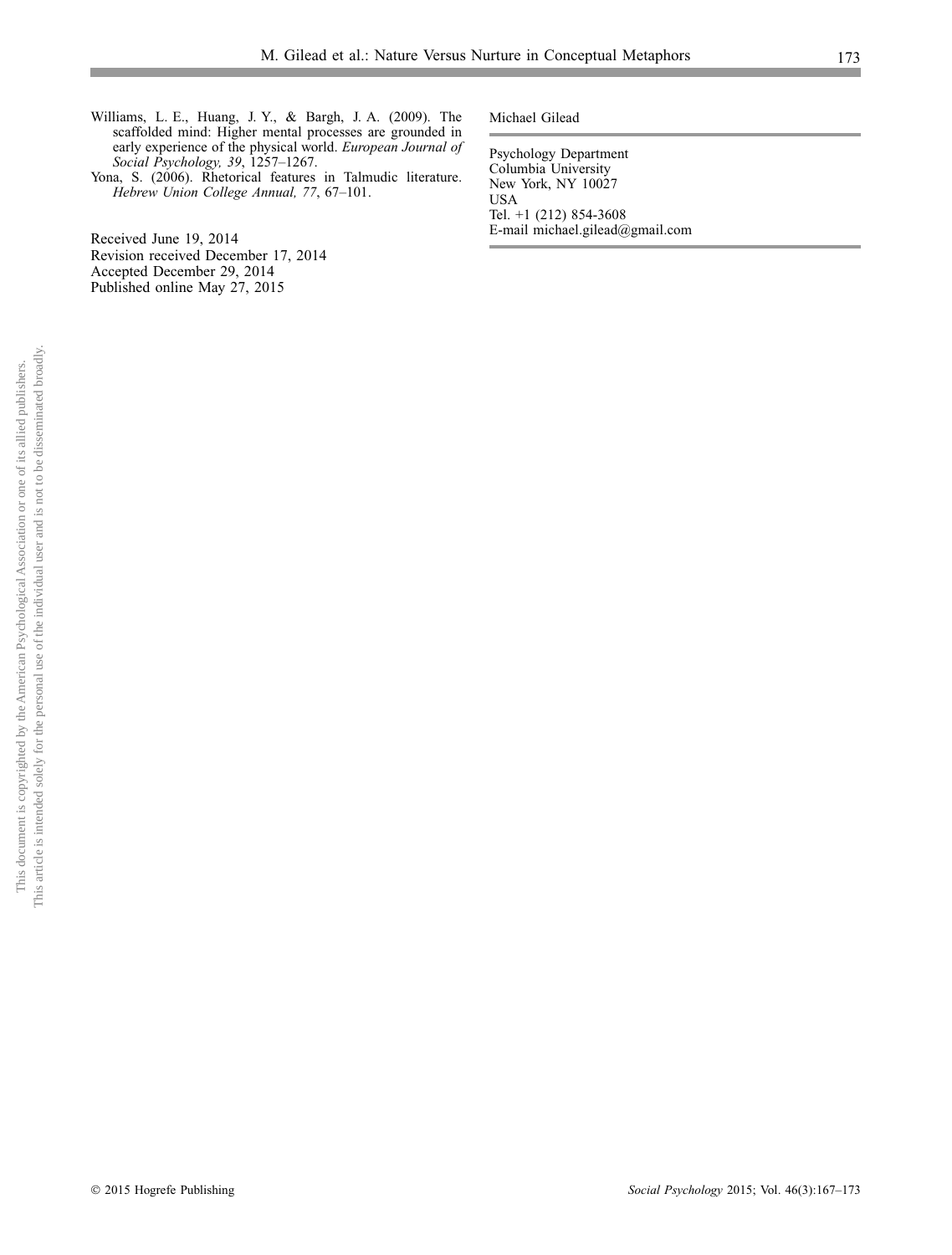Williams, L. E., Huang, J. Y., & Bargh, J. A. (2009). The scaffolded mind: Higher mental processes are grounded in early experience of the physical world. *European Journal of Social Psychology, 39*, 1257–1267.

Yona, S. (2006). Rhetorical features in Talmudic literature. *Hebrew Union College Annual, 77*, 67–101.

Received June 19, 2014
Revision received December 17, 2014
Accepted December 29, 2014
Published online May 27, 2015

Michael Gilead

Psychology Department
Columbia University
New York, NY 10027
USA
Tel. +1 (212) 854-3608
E-mail michael.gilead@gmail.com